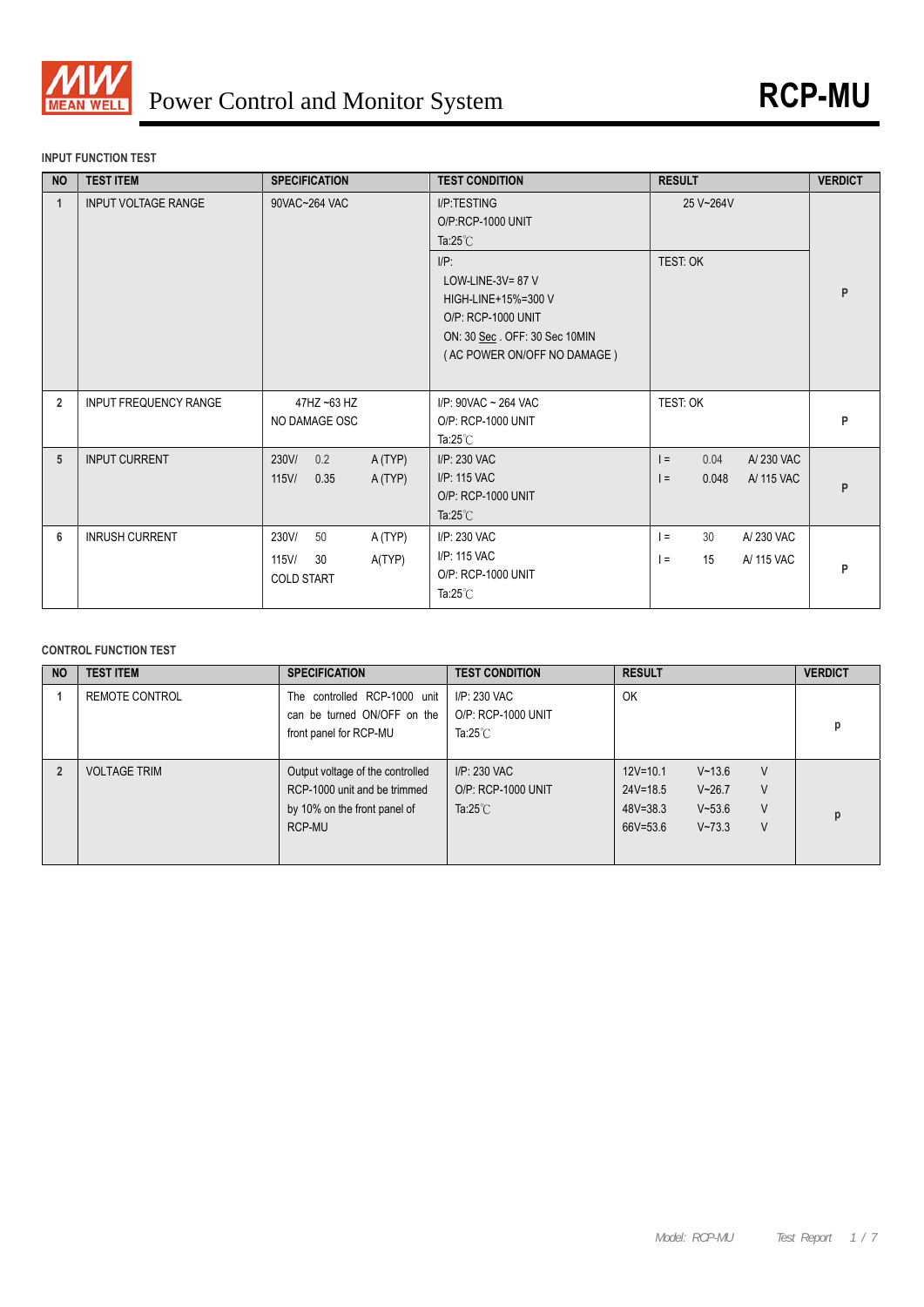# Power Control and Monitor System

**RCP-MU**

**INPUT FUNCTION TEST**

| NO | TEST ITEM | SPECIFICATION | TEST CONDITION | RESULT | VERDICT |
|---|---|---|---|---|---|
| 1 | INPUT VOLTAGE RANGE | 90VAC~264 VAC | I/P:TESTING<br>O/P:RCP-1000 UNIT<br>Ta:25℃ | 25 V~264V | P |
| | | | I/P:<br>LOW-LINE-3V= 87 V<br>HIGH-LINE+15%=300 V<br>O/P: RCP-1000 UNIT<br>ON: 30 Sec . OFF: 30 Sec 10MIN<br>( AC POWER ON/OFF NO DAMAGE ) | TEST: OK | |
| 2 | INPUT FREQUENCY RANGE | 47HZ ~63 HZ<br>NO DAMAGE OSC | I/P: 90VAC ~ 264 VAC<br>O/P: RCP-1000 UNIT<br>Ta:25℃ | TEST: OK | P |
| 5 | INPUT CURRENT | 230V/ 0.2 A (TYP)<br>115V/ 0.35 A (TYP) | I/P: 230 VAC<br>I/P: 115 VAC<br>O/P: RCP-1000 UNIT<br>Ta:25℃ | I = 0.04 A/ 230 VAC<br>I = 0.048 A/ 115 VAC | P |
| 6 | INRUSH CURRENT | 230V/ 50 A (TYP)<br>115V/ 30 A(TYP)<br>COLD START | I/P: 230 VAC<br>I/P: 115 VAC<br>O/P: RCP-1000 UNIT<br>Ta:25℃ | I = 30 A/ 230 VAC<br>I = 15 A/ 115 VAC | P |

**CONTROL FUNCTION TEST**

| NO | TEST ITEM | SPECIFICATION | TEST CONDITION | RESULT | VERDICT |
|---|---|---|---|---|---|
| 1 | REMOTE CONTROL | The controlled RCP-1000 unit can be turned ON/OFF on the front panel for RCP-MU | I/P: 230 VAC<br>O/P: RCP-1000 UNIT<br>Ta:25℃ | OK | p |
| 2 | VOLTAGE TRIM | Output voltage of the controlled RCP-1000 unit and be trimmed by 10% on the front panel of RCP-MU | I/P: 230 VAC<br>O/P: RCP-1000 UNIT<br>Ta:25℃ | 12V=10.1 V~13.6 V<br>24V=18.5 V~26.7 V<br>48V=38.3 V~53.6 V<br>66V=53.6 V~73.3 V | p |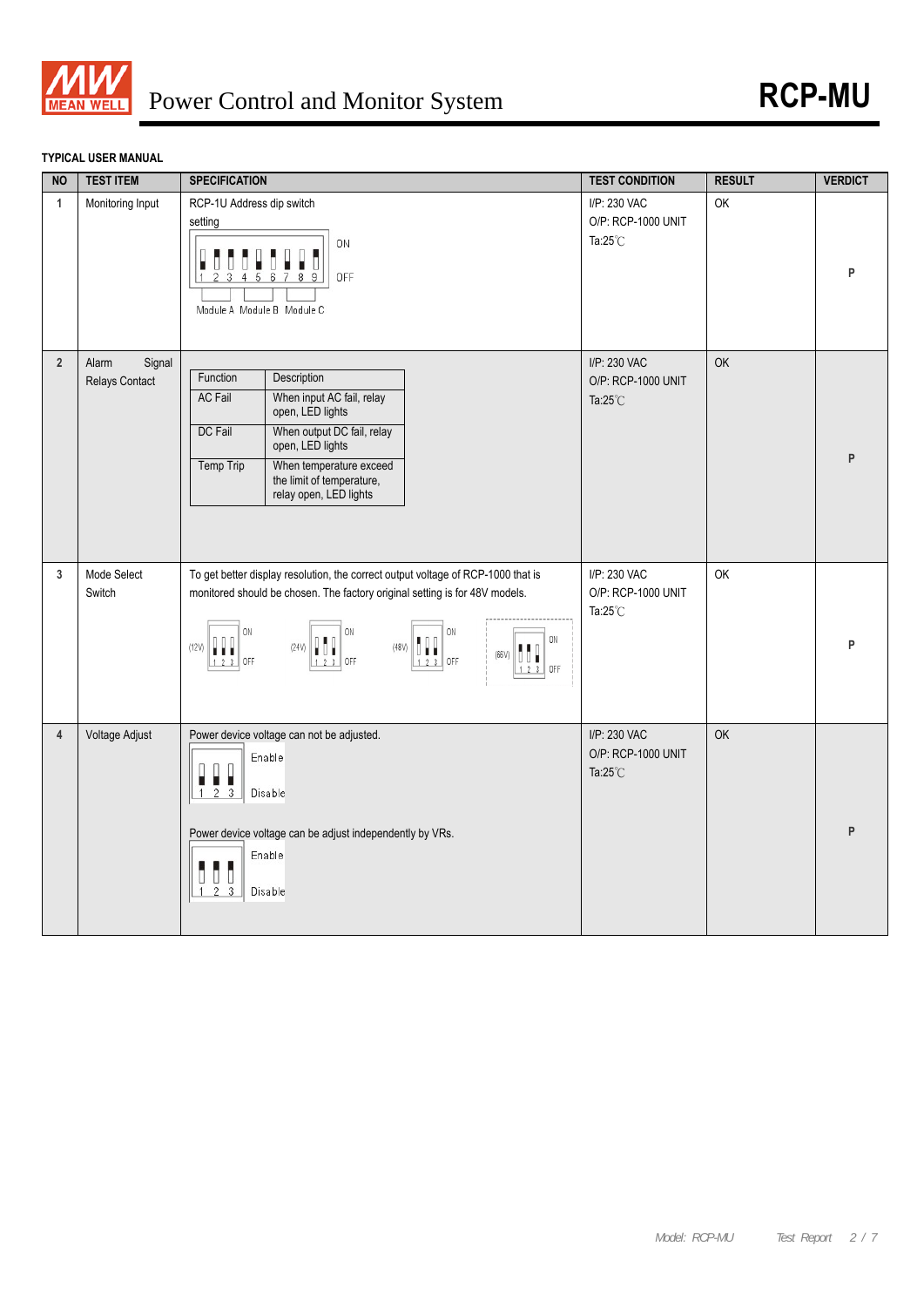**TYPICAL USER MANUAL**

| NO | TEST ITEM | SPECIFICATION | TEST CONDITION | RESULT | VERDICT |
|---|---|---|---|---|---|
| 1 | Monitoring Input | RCP-1U Address dip switch setting<br>ON / OFF<br>1 2 3 4 5 6 7 8 9<br>Module A Module B Module C | I/P: 230 VAC<br>O/P: RCP-1000 UNIT<br>Ta:25℃ | OK | P |
| 2 | Alarm Signal Relays Contact | Function: AC Fail — Description: When input AC fail, relay open, LED lights<br>Function: DC Fail — Description: When output DC fail, relay open, LED lights<br>Function: Temp Trip — Description: When temperature exceed the limit of temperature, relay open, LED lights | I/P: 230 VAC<br>O/P: RCP-1000 UNIT<br>Ta:25℃ | OK | P |
| 3 | Mode Select Switch | To get better display resolution, the correct output voltage of RCP-1000 that is monitored should be chosen. The factory original setting is for 48V models.<br>(12V) 1 2 3 ON/OFF; (24V) 1 2 3 ON/OFF; (48V) 1 2 3 ON/OFF; (66V) 1 2 3 ON/OFF | I/P: 230 VAC<br>O/P: RCP-1000 UNIT<br>Ta:25℃ | OK | P |
| 4 | Voltage Adjust | Power device voltage can not be adjusted.<br>1 2 3 Enable / Disable<br>Power device voltage can be adjust independently by VRs.<br>1 2 3 Enable / Disable | I/P: 230 VAC<br>O/P: RCP-1000 UNIT<br>Ta:25℃ | OK | P |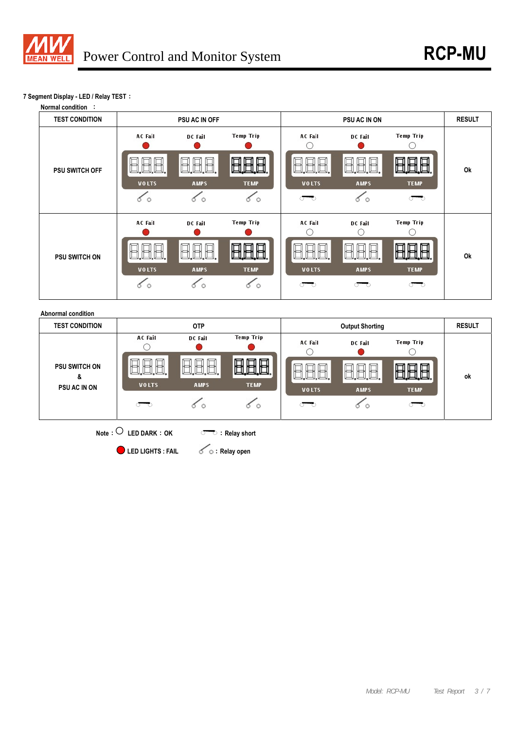7 Segment Display - LED / Relay TEST：

Normal condition ：

| TEST CONDITION | PSU AC IN OFF | PSU AC IN ON | RESULT |
|---|---|---|---|
| PSU SWITCH OFF | AC Fail: LED lights; DC Fail: LED lights; Temp Trip: LED lights; VOLTS / AMPS / TEMP; Relays: open / open / open | AC Fail: LED dark; DC Fail: LED lights; Temp Trip: LED dark; VOLTS / AMPS / TEMP; Relays: short / open / short | Ok |
| PSU SWITCH ON | AC Fail: LED lights; DC Fail: LED lights; Temp Trip: LED lights; VOLTS / AMPS / TEMP; Relays: open / open / open | AC Fail: LED dark; DC Fail: LED dark; Temp Trip: LED dark; VOLTS / AMPS / TEMP; Relays: short / short / short | Ok |

Abnormal condition

| TEST CONDITION | OTP | Output Shorting | RESULT |
|---|---|---|---|
| PSU SWITCH ON & PSU AC IN ON | AC Fail: LED dark; DC Fail: LED lights; Temp Trip: LED lights; VOLTS / AMPS / TEMP; Relays: short / open / open | AC Fail: LED dark; DC Fail: LED lights; Temp Trip: LED dark; VOLTS / AMPS / TEMP; Relays: short / open / short | ok |

Note： ○ LED DARK：OK ● LED LIGHTS : FAIL —— : Relay short ⁄ : Relay open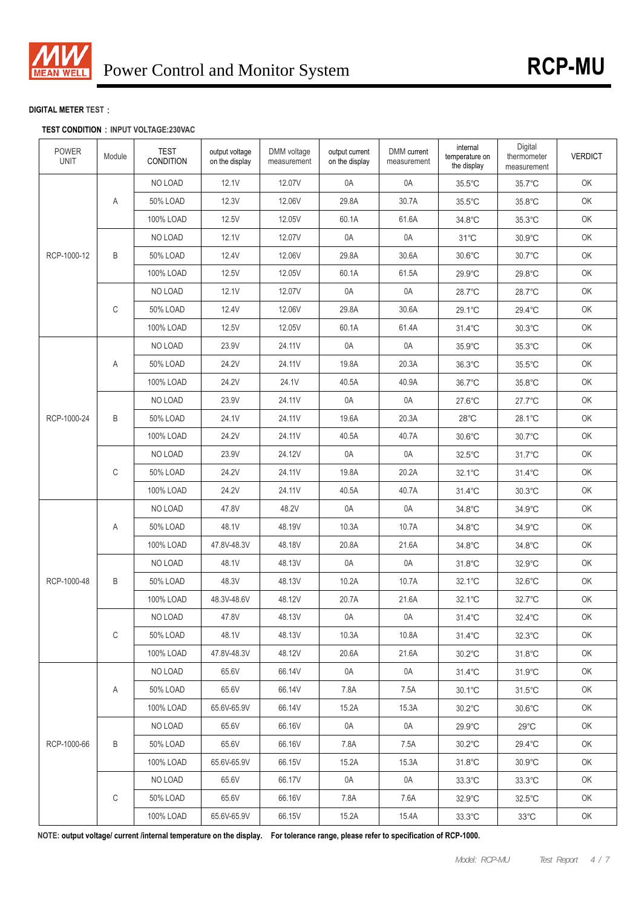**DIGITAL METER TEST：**

**TEST CONDITION：INPUT VOLTAGE:230VAC**

| POWER UNIT | Module | TEST CONDITION | output voltage on the display | DMM voltage measurement | output current on the display | DMM current measurement | internal temperature on the display | Digital thermometer measurement | VERDICT |
|---|---|---|---|---|---|---|---|---|---|
| RCP-1000-12 | A | NO LOAD | 12.1V | 12.07V | 0A | 0A | 35.5°C | 35.7°C | OK |
| | | 50% LOAD | 12.3V | 12.06V | 29.8A | 30.7A | 35.5°C | 35.8°C | OK |
| | | 100% LOAD | 12.5V | 12.05V | 60.1A | 61.6A | 34.8°C | 35.3°C | OK |
| | B | NO LOAD | 12.1V | 12.07V | 0A | 0A | 31°C | 30.9°C | OK |
| | | 50% LOAD | 12.4V | 12.06V | 29.8A | 30.6A | 30.6°C | 30.7°C | OK |
| | | 100% LOAD | 12.5V | 12.05V | 60.1A | 61.5A | 29.9°C | 29.8°C | OK |
| | C | NO LOAD | 12.1V | 12.07V | 0A | 0A | 28.7°C | 28.7°C | OK |
| | | 50% LOAD | 12.4V | 12.06V | 29.8A | 30.6A | 29.1°C | 29.4°C | OK |
| | | 100% LOAD | 12.5V | 12.05V | 60.1A | 61.4A | 31.4°C | 30.3°C | OK |
| RCP-1000-24 | A | NO LOAD | 23.9V | 24.11V | 0A | 0A | 35.9°C | 35.3°C | OK |
| | | 50% LOAD | 24.2V | 24.11V | 19.8A | 20.3A | 36.3°C | 35.5°C | OK |
| | | 100% LOAD | 24.2V | 24.1V | 40.5A | 40.9A | 36.7°C | 35.8°C | OK |
| | B | NO LOAD | 23.9V | 24.11V | 0A | 0A | 27.6°C | 27.7°C | OK |
| | | 50% LOAD | 24.1V | 24.11V | 19.6A | 20.3A | 28°C | 28.1°C | OK |
| | | 100% LOAD | 24.2V | 24.11V | 40.5A | 40.7A | 30.6°C | 30.7°C | OK |
| | C | NO LOAD | 23.9V | 24.12V | 0A | 0A | 32.5°C | 31.7°C | OK |
| | | 50% LOAD | 24.2V | 24.11V | 19.8A | 20.2A | 32.1°C | 31.4°C | OK |
| | | 100% LOAD | 24.2V | 24.11V | 40.5A | 40.7A | 31.4°C | 30.3°C | OK |
| RCP-1000-48 | A | NO LOAD | 47.8V | 48.2V | 0A | 0A | 34.8°C | 34.9°C | OK |
| | | 50% LOAD | 48.1V | 48.19V | 10.3A | 10.7A | 34.8°C | 34.9°C | OK |
| | | 100% LOAD | 47.8V-48.3V | 48.18V | 20.8A | 21.6A | 34.8°C | 34.8°C | OK |
| | B | NO LOAD | 48.1V | 48.13V | 0A | 0A | 31.8°C | 32.9°C | OK |
| | | 50% LOAD | 48.3V | 48.13V | 10.2A | 10.7A | 32.1°C | 32.6°C | OK |
| | | 100% LOAD | 48.3V-48.6V | 48.12V | 20.7A | 21.6A | 32.1°C | 32.7°C | OK |
| | C | NO LOAD | 47.8V | 48.13V | 0A | 0A | 31.4°C | 32.4°C | OK |
| | | 50% LOAD | 48.1V | 48.13V | 10.3A | 10.8A | 31.4°C | 32.3°C | OK |
| | | 100% LOAD | 47.8V-48.3V | 48.12V | 20.6A | 21.6A | 30.2°C | 31.8°C | OK |
| RCP-1000-66 | A | NO LOAD | 65.6V | 66.14V | 0A | 0A | 31.4°C | 31.9°C | OK |
| | | 50% LOAD | 65.6V | 66.14V | 7.8A | 7.5A | 30.1°C | 31.5°C | OK |
| | | 100% LOAD | 65.6V-65.9V | 66.14V | 15.2A | 15.3A | 30.2°C | 30.6°C | OK |
| | B | NO LOAD | 65.6V | 66.16V | 0A | 0A | 29.9°C | 29°C | OK |
| | | 50% LOAD | 65.6V | 66.16V | 7.8A | 7.5A | 30.2°C | 29.4°C | OK |
| | | 100% LOAD | 65.6V-65.9V | 66.15V | 15.2A | 15.3A | 31.8°C | 30.9°C | OK |
| | C | NO LOAD | 65.6V | 66.17V | 0A | 0A | 33.3°C | 33.3°C | OK |
| | | 50% LOAD | 65.6V | 66.16V | 7.8A | 7.6A | 32.9°C | 32.5°C | OK |
| | | 100% LOAD | 65.6V-65.9V | 66.15V | 15.2A | 15.4A | 33.3°C | 33°C | OK |

**NOTE: output voltage/ current /internal temperature on the display. For tolerance range, please refer to specification of RCP-1000.**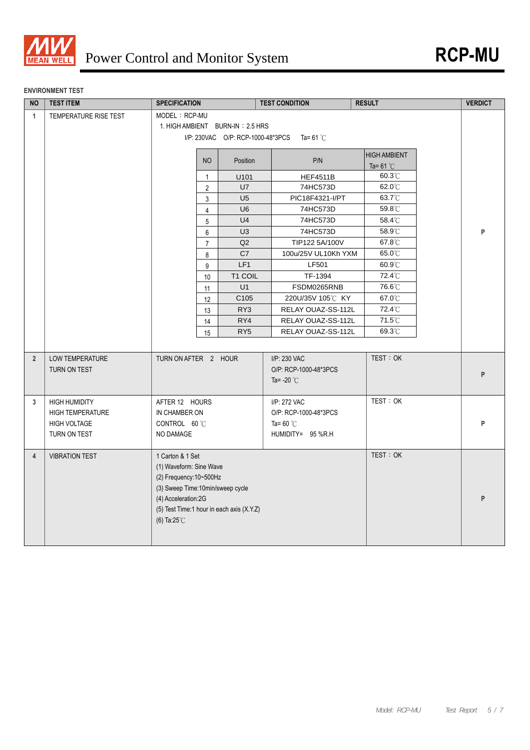## ENVIRONMENT TEST

| NO | TEST ITEM | SPECIFICATION | TEST CONDITION | RESULT | VERDICT |
|---|---|---|---|---|---|
| 1 | TEMPERATURE RISE TEST | MODEL：RCP-MU<br>1. HIGH AMBIENT BURN-IN：2.5 HRS<br>I/P: 230VAC O/P: RCP-1000-48*3PCS Ta= 61 ℃ | | | P |
| 2 | LOW TEMPERATURE TURN ON TEST | TURN ON AFTER 2 HOUR | I/P: 230 VAC<br>O/P: RCP-1000-48*3PCS<br>Ta= -20 ℃ | TEST：OK | P |
| 3 | HIGH HUMIDITY HIGH TEMPERATURE HIGH VOLTAGE TURN ON TEST | AFTER 12 HOURS<br>IN CHAMBER ON<br>CONTROL 60 ℃<br>NO DAMAGE | I/P: 272 VAC<br>O/P: RCP-1000-48*3PCS<br>Ta= 60 ℃<br>HUMIDITY= 95 %R.H | TEST：OK | P |
| 4 | VIBRATION TEST | 1 Carton & 1 Set<br>(1) Waveform: Sine Wave<br>(2) Frequency:10~500Hz<br>(3) Sweep Time:10min/sweep cycle<br>(4) Acceleration:2G<br>(5) Test Time:1 hour in each axis (X.Y.Z)<br>(6) Ta:25℃ | | TEST：OK | P |

Temperature rise test results (item 1):

| NO | Position | P/N | HIGH AMBIENT Ta= 61 ℃ |
|---|---|---|---|
| 1 | U101 | HEF4511B | 60.3℃ |
| 2 | U7 | 74HC573D | 62.0℃ |
| 3 | U5 | PIC18F4321-I/PT | 63.7℃ |
| 4 | U6 | 74HC573D | 59.8℃ |
| 5 | U4 | 74HC573D | 58.4℃ |
| 6 | U3 | 74HC573D | 58.9℃ |
| 7 | Q2 | TIP122 5A/100V | 67.8℃ |
| 8 | C7 | 100u/25V UL10Kh YXM | 65.0℃ |
| 9 | LF1 | LF501 | 60.9℃ |
| 10 | T1 COIL | TF-1394 | 72.4℃ |
| 11 | U1 | FSDM0265RNB | 76.6℃ |
| 12 | C105 | 220U/35V 105℃ KY | 67.0℃ |
| 13 | RY3 | RELAY OUAZ-SS-112L | 72.4℃ |
| 14 | RY4 | RELAY OUAZ-SS-112L | 71.5℃ |
| 15 | RY5 | RELAY OUAZ-SS-112L | 69.3℃ |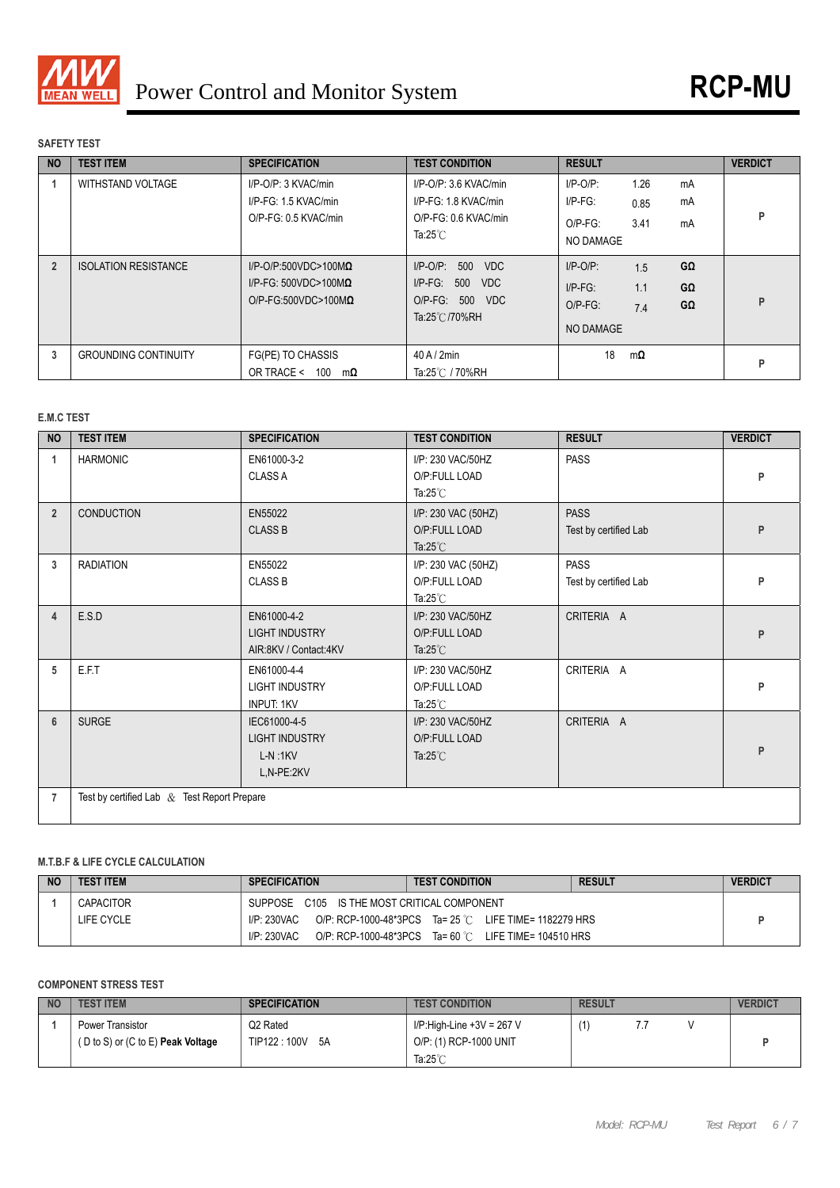# MEAN WELL Power Control and Monitor System RCP-MU

## SAFETY TEST

| NO | TEST ITEM | SPECIFICATION | TEST CONDITION | RESULT | VERDICT |
|---|---|---|---|---|---|
| 1 | WITHSTAND VOLTAGE | I/P-O/P: 3 KVAC/min<br>I/P-FG: 1.5 KVAC/min<br>O/P-FG: 0.5 KVAC/min | I/P-O/P: 3.6 KVAC/min<br>I/P-FG: 1.8 KVAC/min<br>O/P-FG: 0.6 KVAC/min<br>Ta:25℃ | I/P-O/P: 1.26 mA<br>I/P-FG: 0.85 mA<br>O/P-FG: 3.41 mA<br>NO DAMAGE | P |
| 2 | ISOLATION RESISTANCE | I/P-O/P:500VDC>100MΩ<br>I/P-FG: 500VDC>100MΩ<br>O/P-FG:500VDC>100MΩ | I/P-O/P: 500 VDC<br>I/P-FG: 500 VDC<br>O/P-FG: 500 VDC<br>Ta:25℃/70%RH | I/P-O/P: 1.5 GΩ<br>I/P-FG: 1.1 GΩ<br>O/P-FG: 7.4 GΩ<br>NO DAMAGE | P |
| 3 | GROUNDING CONTINUITY | FG(PE) TO CHASSIS<br>OR TRACE < 100 mΩ | 40 A / 2min<br>Ta:25℃ / 70%RH | 18 mΩ | P |

## E.M.C TEST

| NO | TEST ITEM | SPECIFICATION | TEST CONDITION | RESULT | VERDICT |
|---|---|---|---|---|---|
| 1 | HARMONIC | EN61000-3-2<br>CLASS A | I/P: 230 VAC/50HZ<br>O/P:FULL LOAD<br>Ta:25℃ | PASS | P |
| 2 | CONDUCTION | EN55022<br>CLASS B | I/P: 230 VAC (50HZ)<br>O/P:FULL LOAD<br>Ta:25℃ | PASS<br>Test by certified Lab | P |
| 3 | RADIATION | EN55022<br>CLASS B | I/P: 230 VAC (50HZ)<br>O/P:FULL LOAD<br>Ta:25℃ | PASS<br>Test by certified Lab | P |
| 4 | E.S.D | EN61000-4-2<br>LIGHT INDUSTRY<br>AIR:8KV / Contact:4KV | I/P: 230 VAC/50HZ<br>O/P:FULL LOAD<br>Ta:25℃ | CRITERIA A | P |
| 5 | E.F.T | EN61000-4-4<br>LIGHT INDUSTRY<br>INPUT: 1KV | I/P: 230 VAC/50HZ<br>O/P:FULL LOAD<br>Ta:25℃ | CRITERIA A | P |
| 6 | SURGE | IEC61000-4-5<br>LIGHT INDUSTRY<br>L-N :1KV<br>L,N-PE:2KV | I/P: 230 VAC/50HZ<br>O/P:FULL LOAD<br>Ta:25℃ | CRITERIA A | P |
| 7 | Test by certified Lab ＆ Test Report Prepare | | | | |

## M.T.B.F & LIFE CYCLE CALCULATION

| NO | TEST ITEM | SPECIFICATION | TEST CONDITION | RESULT | VERDICT |
|---|---|---|---|---|---|
| 1 | CAPACITOR LIFE CYCLE | SUPPOSE C105 IS THE MOST CRITICAL COMPONENT<br>I/P: 230VAC O/P: RCP-1000-48*3PCS Ta= 25 ℃ LIFE TIME= 1182279 HRS<br>I/P: 230VAC O/P: RCP-1000-48*3PCS Ta= 60 ℃ LIFE TIME= 104510 HRS | | | P |

## COMPONENT STRESS TEST

| NO | TEST ITEM | SPECIFICATION | TEST CONDITION | RESULT | VERDICT |
|---|---|---|---|---|---|
| 1 | Power Transistor<br>( D to S) or (C to E) **Peak Voltage** | Q2 Rated<br>TIP122 : 100V 5A | I/P:High-Line +3V = 267 V<br>O/P: (1) RCP-1000 UNIT<br>Ta:25℃ | (1) 7.7 V | P |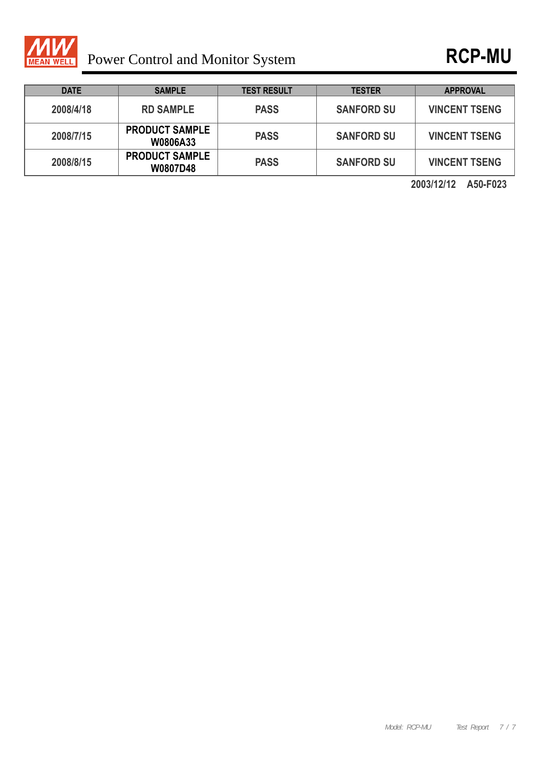| DATE | SAMPLE | TEST RESULT | TESTER | APPROVAL |
|---|---|---|---|---|
| 2008/4/18 | RD SAMPLE | PASS | SANFORD SU | VINCENT TSENG |
| 2008/7/15 | PRODUCT SAMPLE W0806A33 | PASS | SANFORD SU | VINCENT TSENG |
| 2008/8/15 | PRODUCT SAMPLE W0807D48 | PASS | SANFORD SU | VINCENT TSENG |

2003/12/12 A50-F023